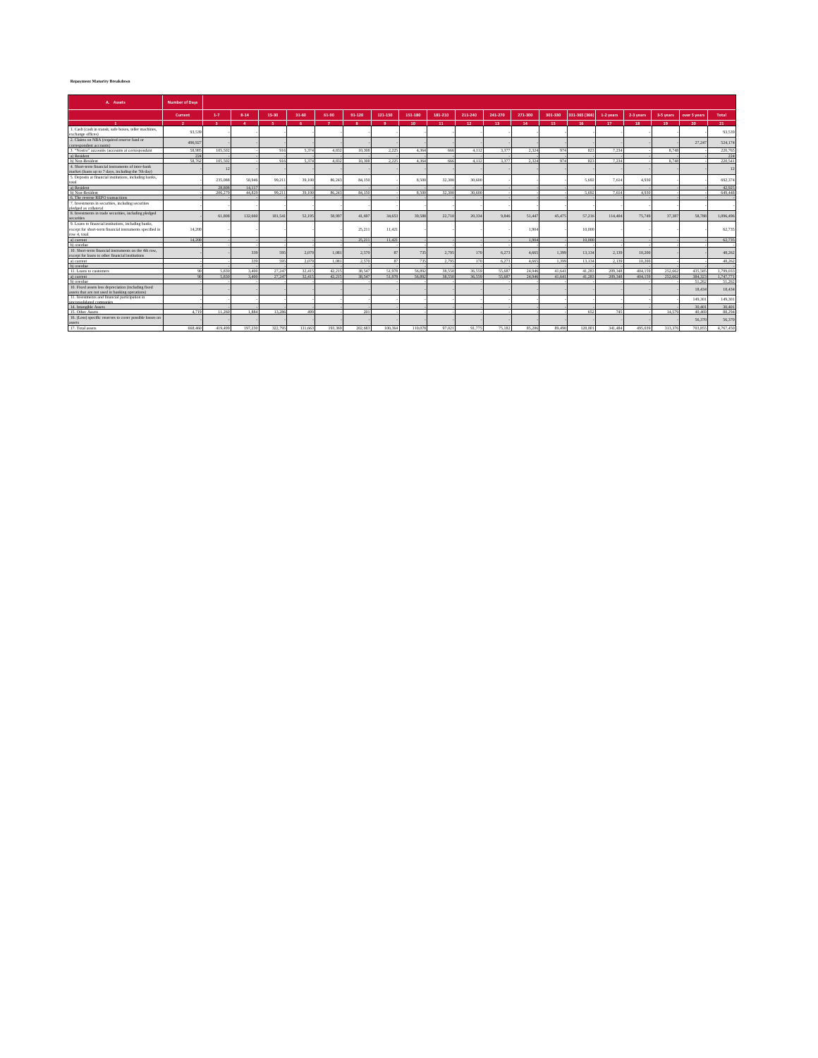**Repayment Maturity Breakdown**

| A. Assets | Number of Days | | | | | | | | | | | | | | | | | | | |
|---|---|---|---|---|---|---|---|---|---|---|---|---|---|---|---|---|---|---|---|---|
| | Current | 1-7 | 8-14 | 15-30 | 31-60 | 61-90 | 91-120 | 121-150 | 151-180 | 181-210 | 211-240 | 241-270 | 271-300 | 301-330 | 331-365 (366) | 1-2 years | 2-3 years | 3-5 years | over 5 years | Total |
| 1 | 2 | 3 | 4 | 5 | 6 | 7 | 8 | 9 | 10 | 11 | 12 | 13 | 14 | 15 | 16 | 17 | 18 | 19 | 20 | 21 |
| 1. Cash (cash in transit, safe boxes, teller machines, exchange offices) | 93,539 | - | - | - | - | - | - | - | - | - | - | - | - | - | - | - | - | - | - | 93,539 |
| 2. Claims on NBA (required reserve fund or correspondent accounts) | 496,927 | - | - | - | - | - | - | - | - | - | - | - | - | - | - | - | - | - | 27,247 | 524,174 |
| 3. "Nostro" accounts (accounts at correspondent | 58,985 | 105,502 | - | 916 | 5,374 | 4,032 | 10,308 | 2,225 | 4,364 | 666 | 4,112 | 3,377 | 2,324 | 974 | 823 | 7,234 | - | 8,748 | - | 220,765 |
| a) Resident | 224 | - | - | - | - | - | - | - | - | - | - | - | - | - | - | - | - | - | - | 224 |
| b) Non-Resident | 58,762 | 105,502 | - | 916 | 5,374 | 4,032 | 10,308 | 2,225 | 4,364 | 666 | 4,112 | 3,377 | 2,324 | 974 | 823 | 7,234 | - | 8,748 | - | 220,541 |
| 4. Short-term financial instruments of inter-bank market (loans up to 7 days, including the 7th day) | - | 12 | - | - | - | - | - | - | - | - | - | - | - | - | - | - | - | - | - | 12 |
| 5. Deposits at financial institutions, including banks, total | - | 235,088 | 58,946 | 99,211 | 39,100 | 86,243 | 84,150 | - | 8,500 | 32,300 | 30,600 | - | - | - | 5,692 | 7,614 | 4,930 | - | - | 692,374 |
| a) Resident | - | 28,808 | 14,117 | - | - | - | - | - | - | - | - | - | - | - | - | - | - | - | - | 42,925 |
| b) Non-Resident | - | 206,279 | 44,829 | 99,211 | 39,100 | 86,243 | 84,150 | - | 8,500 | 32,300 | 30,600 | - | - | - | 5,692 | 7,614 | 4,930 | - | - | 649,448 |
| 6. The reverse REPO transactions | - | - | - | - | - | - | - | - | - | - | - | - | - | - | - | - | - | - | - | - |
| 7. Investments in securities, including securities pledged as collateral | - | - | - | - | - | - | - | - | - | - | - | - | - | - | - | - | - | - | - | - |
| 8. Investments in trade securities, including pledged securities | - | 61,808 | 132,660 | 181,541 | 52,195 | 58,997 | 41,697 | 34,653 | 39,588 | 22,710 | 20,334 | 9,846 | 51,447 | 45,475 | 57,216 | 114,404 | 75,748 | 37,387 | 58,788 | 1,096,496 |
| 9. Loans to financial institutions, including banks, except for short-term financial instruments specified in row 4, total | 14,200 | - | - | - | - | - | 25,211 | 11,421 | - | - | - | - | 1,904 | - | 10,000 | - | - | - | - | 62,735 |
| a) current | 14,200 | - | - | - | - | - | 25,211 | 11,421 | - | - | - | - | 1,904 | - | 10,000 | - | - | - | - | 62,735 |
| b) overdue | - | - | - | - | - | - | - | - | - | - | - | - | - | - | - | - | - | - | - | - |
| 10. Short-term financial instruments on the 4th row, except for loans to other financial institutions | - | - | 339 | 595 | 2,079 | 1,081 | 2,570 | 87 | 735 | 2,795 | 170 | 6,273 | 4,665 | 1,399 | 13,134 | 2,139 | 10,200 | - | - | 48,262 |
| a) current | - | - | 339 | 595 | 2,079 | 1,081 | 2,570 | 87 | 735 | 2,795 | 170 | 6,273 | 4,665 | 1,399 | 13,134 | 2,139 | 10,200 | - | - | 48,262 |
| b) overdue | - | - | - | - | - | - | - | - | - | - | - | - | - | - | - | - | - | - | - | - |
| 11. Loans to customers | 90 | 5,830 | 3,400 | 27,247 | 32,415 | 42,215 | 38,547 | 51,978 | 56,892 | 38,550 | 36,559 | 55,687 | 24,946 | 41,641 | 41,283 | 209,348 | 404,159 | 252,662 | 435,585 | 1,799,033 |
| a) current | 90 | 5,830 | 3,400 | 27,247 | 32,415 | 42,215 | 38,547 | 51,978 | 56,892 | 38,550 | 36,559 | 55,687 | 24,946 | 41,641 | 41,283 | 209,348 | 404,159 | 252,662 | 384,323 | 1,747,771 |
| b) overdue | - | - | - | - | - | - | - | - | - | - | - | - | - | - | - | - | - | - | 51,262 | 51,262 |
| 10. Fixed assets less depreciation (including fixed assets that are not used in banking operations) | - | - | - | - | - | - | - | - | - | - | - | - | - | - | - | - | - | - | 18,434 | 18,434 |
| 11. Investments and financial participation in unconsolidated companies | - | - | - | - | - | - | - | - | - | - | - | - | - | - | - | - | - | - | 149,301 | 149,301 |
| 14. Intangible Assets | - | - | - | - | - | - | - | - | - | - | - | - | - | - | - | - | - | - | 30,401 | 30,401 |
| 15. Other Assets | 4,719 | 11,260 | 1,884 | 13,286 | 499 | - | 201 | - | - | - | - | - | - | - | 652 | 745 | - | 14,579 | 40,469 | 88,294 |
| 16. (Less) specific reserves to cover possible losses on assets | - | - | - | - | - | - | - | - | - | - | - | - | - | - | - | - | - | - | 56,370 | 56,370 |
| 17. Total assets | 668,460 | 419,499 | 197,230 | 322,795 | 131,663 | 193,369 | 202,683 | 100,364 | 110,078 | 97,021 | 91,775 | 75,182 | 85,286 | 89,490 | 128,801 | 341,484 | 495,039 | 313,376 | 703,855 | 4,767,450 |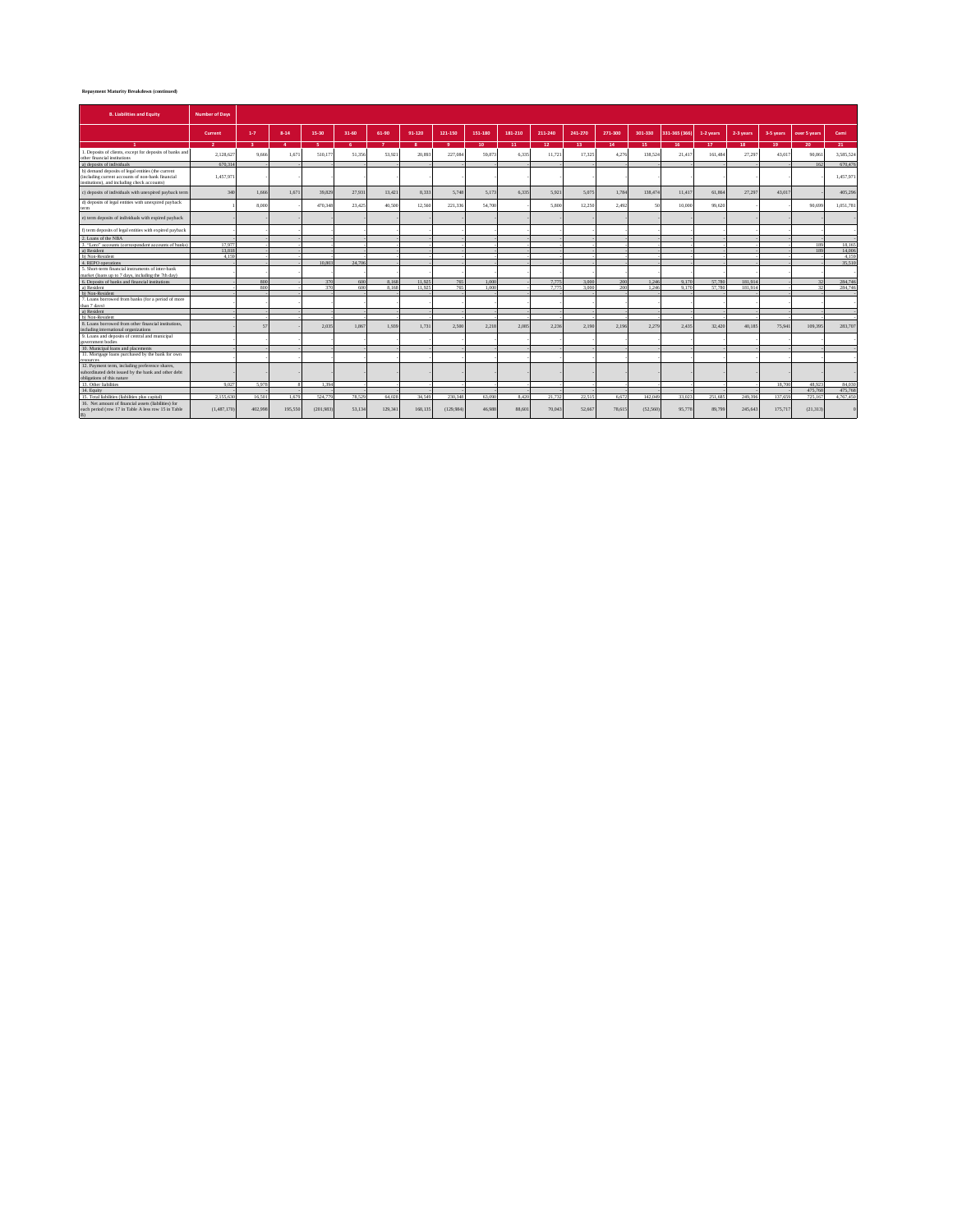**Repayment Maturity Breakdown (continued)**

| B. Liabilities and Equity | Number of Days | | | | | | | | | | | | | | | | | | | |
|---|---|---|---|---|---|---|---|---|---|---|---|---|---|---|---|---|---|---|---|---|
| | Current | 1-7 | 8-14 | 15-30 | 31-60 | 61-90 | 91-120 | 121-150 | 151-180 | 181-210 | 211-240 | 241-270 | 271-300 | 301-330 | 331-365 (366) | 1-2 years | 2-3 years | 3-5 years | over 5 years | Cumi |
| 1 | 2 | 3 | 4 | 5 | 6 | 7 | 8 | 9 | 10 | 11 | 12 | 13 | 14 | 15 | 16 | 17 | 18 | 19 | 20 | 21 |
| 1. Deposits of clients, except for deposits of banks and other financial institutions | 2,128,627 | 9,666 | 1,671 | 510,177 | 51,356 | 53,921 | 20,893 | 227,084 | 59,873 | 6,335 | 11,721 | 17,325 | 4,276 | 138,524 | 21,417 | 161,484 | 27,297 | 43,017 | 90,861 | 3,585,524 |
| a) deposits of individuals | 670,314 | - | - | - | - | - | - | - | - | - | - | - | - | - | - | - | - | - | 162 | 670,476 |
| b) demand deposits of legal entities (the current (including current accounts of non-bank financial institutions), and including check accounts) | 1,457,971 | - | - | - | - | - | - | - | - | - | - | - | - | - | - | - | - | - | - | 1,457,971 |
| c) deposits of individuals with unexpired payback term | 340 | 1,666 | 1,671 | 39,829 | 27,931 | 13,421 | 8,333 | 5,748 | 5,173 | 6,335 | 5,921 | 5,075 | 1,784 | 138,474 | 11,417 | 61,864 | 27,297 | 43,017 | - | 405,296 |
| d) deposits of legal entities with unexpired payback term | 1 | 8,000 | - | 470,348 | 23,425 | 40,500 | 12,560 | 221,336 | 54,700 | - | 5,800 | 12,250 | 2,492 | 50 | 10,000 | 99,620 | - | - | 90,699 | 1,051,781 |
| e) term deposits of individuals with expired payback | - | - | - | - | - | - | - | - | - | - | - | - | - | - | - | - | - | - | - | - |
| f) term deposits of legal entities with expired payback | - | - | - | - | - | - | - | - | - | - | - | - | - | - | - | - | - | - | - | - |
| 2. Loans of the NBA | - | - | - | - | - | - | - | - | - | - | - | - | - | - | - | - | - | - | - | - |
| 3. "Loro" accounts (correspondent accounts of banks) | 17,977 | - | - | - | - | - | - | - | - | - | - | - | - | - | - | - | - | - | 188 | 18,165 |
| a) Resident | 13,818 | - | - | - | - | - | - | - | - | - | - | - | - | - | - | - | - | - | 188 | 14,006 |
| b) Non-Resident | 4,159 | - | - | - | - | - | - | - | - | - | - | - | - | - | - | - | - | - | - | 4,159 |
| 4. REPO operations | - | - | - | 10,803 | 24,706 | - | - | - | - | - | - | - | - | - | - | - | - | - | - | 35,510 |
| 5. Short-term financial instruments of inter-bank market (loans up to 7 days, including the 7th day) | - | - | - | - | - | - | - | - | - | - | - | - | - | - | - | - | - | - | - | - |
| 6. Deposits of banks and financial institutions | - | 800 | - | 370 | 600 | 8,168 | 11,925 | 785 | 1,000 | - | 7,775 | 3,000 | 200 | 1,246 | 9,178 | 57,780 | 101,914 | - | 32 | 204,746 |
| a) Resident | - | 800 | - | 370 | 600 | 8,168 | 11,925 | 785 | 1,000 | - | 7,775 | 3,000 | 200 | 1,246 | 9,178 | 57,780 | 101,914 | - | 32 | 204,746 |
| b) Non-Resident | - | - | - | - | - | - | - | - | - | - | - | - | - | - | - | - | - | - | - | - |
| 7. Loans borrowed from banks (for a period of more than 7 days) | - | - | - | - | - | - | - | - | - | - | - | - | - | - | - | - | - | - | - | - |
| a) Resident | - | - | - | - | - | - | - | - | - | - | - | - | - | - | - | - | - | - | - | - |
| b) Non-Resident | - | - | - | - | - | - | - | - | - | - | - | - | - | - | - | - | - | - | - | - |
| 8. Loans borrowed from other financial institutions, including international organizations | - | 57 | - | 2,035 | 1,867 | 1,939 | 1,731 | 2,500 | 2,218 | 2,085 | 2,236 | 2,190 | 2,196 | 2,279 | 2,435 | 32,420 | 40,185 | 75,941 | 109,395 | 283,707 |
| 9. Loans and deposits of central and municipal government bodies | - | - | - | - | - | - | - | - | - | - | - | - | - | - | - | - | - | - | - | - |
| 10. Municipal loans and placements | - | - | - | - | - | - | - | - | - | - | - | - | - | - | - | - | - | - | - | - |
| 11. Mortgage loans purchased by the bank for own resources | - | - | - | - | - | - | - | - | - | - | - | - | - | - | - | - | - | - | - | - |
| 12. Payment term, including preference shares, subordinated debt issued by the bank and other debt obligations of this nature | - | - | - | - | - | - | - | - | - | - | - | - | - | - | - | - | - | - | - | - |
| 13. Other liabilities | 9,027 | 5,978 | 8 | 1,394 | - | - | - | - | - | - | - | - | - | - | - | - | - | 18,700 | 48,923 | 84,030 |
| 14. Equity | - | - | - | - | - | - | - | - | - | - | - | - | - | - | - | - | - | - | 475,768 | 475,768 |
| 15. Total liabilities (liabilities plus capital) | 2,155,630 | 16,501 | 1,679 | 524,779 | 78,529 | 64,028 | 34,549 | 230,340 | 63,090 | 8,420 | 21,732 | 22,515 | 6,672 | 142,049 | 33,023 | 251,685 | 249,396 | 137,659 | 725,167 | 4,767,450 |
| 16. Net amount of financial assets (liabilities) for each period (row 17 in Table A less row 15 in Table B) | (1,487,170) | 402,998 | 195,550 | (201,983) | 53,134 | 129,341 | 168,135 | (129,984) | 46,988 | 88,601 | 70,043 | 52,667 | 78,615 | (52,560) | 95,778 | 89,799 | 245,643 | 175,717 | (21,313) | 0 |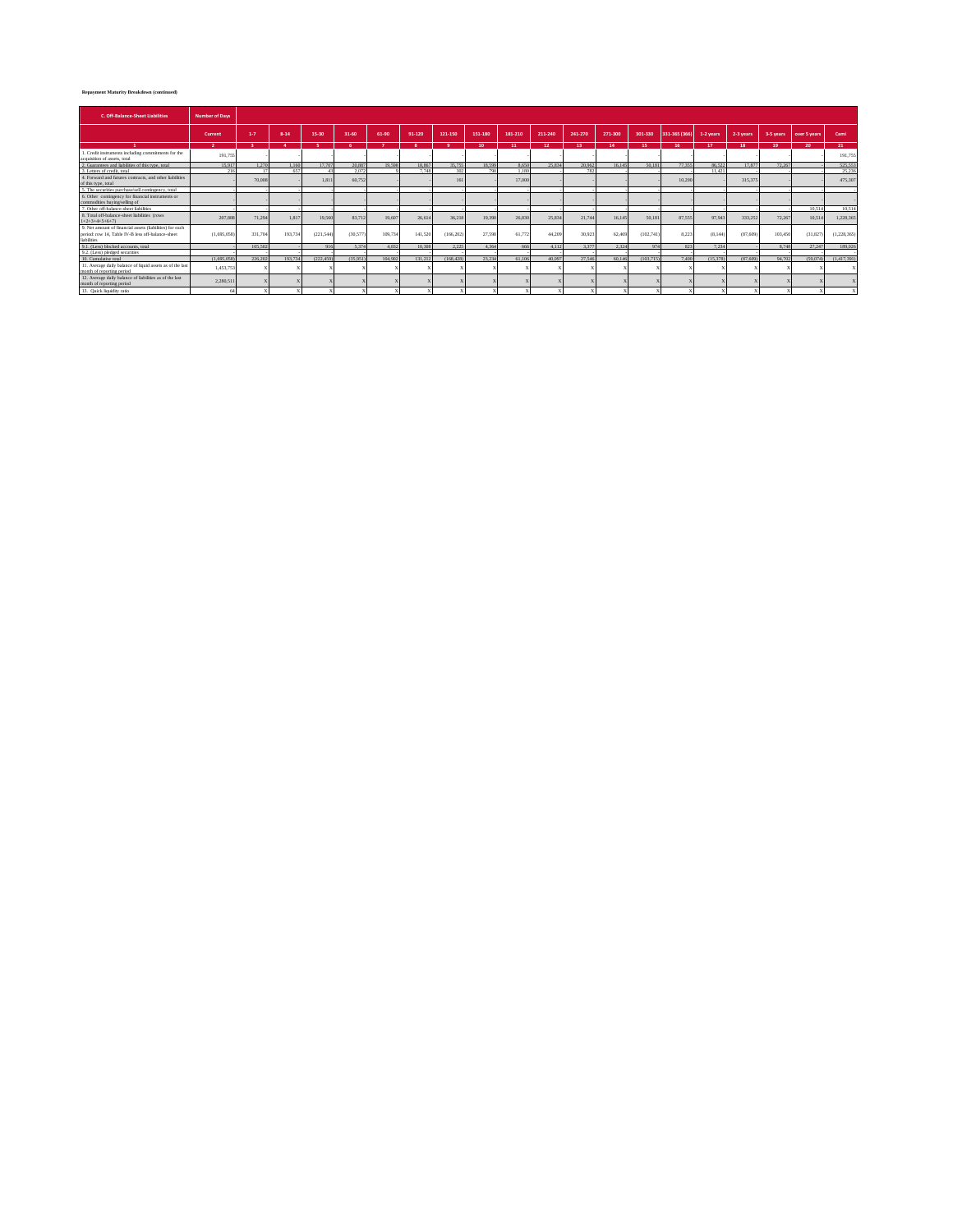**Repayment Maturity Breakdown (continued)**

| C. Off-Balance-Sheet Liabilities | Number of Days | | | | | | | | | | | | | | | | | | | |
|---|---|---|---|---|---|---|---|---|---|---|---|---|---|---|---|---|---|---|---|---|
| | Current | 1-7 | 8-14 | 15-30 | 31-60 | 61-90 | 91-120 | 121-150 | 151-180 | 181-210 | 211-240 | 241-270 | 271-300 | 301-330 | 331-365 (366) | 1-2 years | 2-3 years | 3-5 years | over 5 years | Cemi |
| 1 | 2 | 3 | 4 | 5 | 6 | 7 | 8 | 9 | 10 | 11 | 12 | 13 | 14 | 15 | 16 | 17 | 18 | 19 | 20 | 21 |
| 1. Credit instruments including commitments for the acquisition of assets, total | 191,755 | - | - | - | - | - | - | - | - | - | - | - | - | - | - | - | - | - | - | 191,755 |
| 2. Guarantees and liabilities of this type, total | 15,917 | 1,278 | 1,160 | 17,707 | 20,887 | 39,598 | 18,867 | 35,755 | 18,599 | 8,650 | 25,834 | 20,962 | 16,145 | 50,101 | 77,355 | 86,522 | 17,877 | 72,267 | - | 525,553 |
| 3. Letters of credit, total | 216 | 17 | 657 | 43 | 2,072 | 9 | 7,748 | 302 | 790 | 1,180 | - | 782 | - | - | - | 11,421 | - | - | - | 25,236 |
| 4. Forward and futures contracts, and other liabilities of this type, total | - | 70,000 | - | 1,811 | 60,752 | - | - | 161 | - | 17,000 | - | - | - | - | 10,200 | - | 315,375 | - | - | 475,307 |
| 5. The securities purchase/sell contingency, total | - | - | - | - | - | - | - | - | - | - | - | - | - | - | - | - | - | - | - | - |
| 6. Other contingency for financial instruments or commodities buying/selling of | - | - | - | - | - | - | - | - | - | - | - | - | - | - | - | - | - | - | - | - |
| 7. Other off-balance-sheet liabilities | - | - | - | - | - | - | - | - | - | - | - | - | - | - | - | - | - | - | 10,514 | 10,514 |
| 8. Total off-balance-sheet liabilities (rows 1+2+3+4+5+6+7) | 207,888 | 71,294 | 1,817 | 19,560 | 83,712 | 39,607 | 26,614 | 36,218 | 19,390 | 26,830 | 25,834 | 21,744 | 16,145 | 50,101 | 87,555 | 97,943 | 333,252 | 72,267 | 10,514 | 1,228,365 |
| 9. Net amount of financial assets (liabilities) for each period: row 14, Table IV-B less off-balance-sheet liabilities | (1,695,058) | 331,704 | 193,734 | (221,544) | (30,577) | 109,734 | 141,520 | (166,202) | 27,598 | 61,772 | 44,209 | 30,923 | 62,469 | (102,741) | 8,223 | (8,144) | (87,609) | 103,450 | (31,827) | (1,228,365) |
| 9.1. (Less) blocked accounts, total | - | 105,502 | - | 916 | 5,374 | 4,832 | 10,308 | 2,225 | 4,364 | 666 | 4,112 | 3,377 | 2,324 | 974 | 823 | 7,234 | - | 8,748 | 27,247 | 189,026 |
| 9.2. (Less) pledged securities | - | - | - | - | - | - | - | - | - | - | - | - | - | - | - | - | - | - | - | - |
| 10. Cumulative total | (1,695,058) | 226,202 | 193,734 | (222,459) | (35,951) | 104,902 | 131,212 | (168,428) | 23,234 | 61,106 | 40,097 | 27,546 | 60,146 | (103,715) | 7,400 | (15,378) | (87,609) | 94,702 | (59,074) | (1,417,391) |
| 11. Average daily balance of liquid assets as of the last month of reporting period | 1,453,753 | X | X | X | X | X | X | X | X | X | X | X | X | X | X | X | X | X | X | X |
| 12. Average daily balance of liabilities as of the last month of reporting period | 2,280,511 | X | X | X | X | X | X | X | X | X | X | X | X | X | X | X | X | X | X | X |
| 13. Quick liquidity ratio | 64 | X | X | X | X | X | X | X | X | X | X | X | X | X | X | X | X | X | X | X |